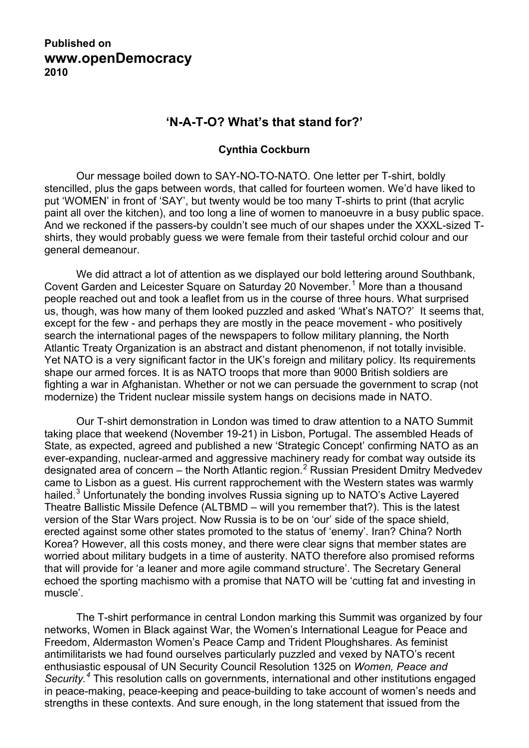**Published on**
**www.openDemocracy**
**2010**

## 'N-A-T-O? What's that stand for?'

**Cynthia Cockburn**

Our message boiled down to SAY-NO-TO-NATO. One letter per T-shirt, boldly stencilled, plus the gaps between words, that called for fourteen women. We'd have liked to put 'WOMEN' in front of 'SAY', but twenty would be too many T-shirts to print (that acrylic paint all over the kitchen), and too long a line of women to manoeuvre in a busy public space. And we reckoned if the passers-by couldn't see much of our shapes under the XXXL-sized T-shirts, they would probably guess we were female from their tasteful orchid colour and our general demeanour.

We did attract a lot of attention as we displayed our bold lettering around Southbank, Covent Garden and Leicester Square on Saturday 20 November.[1] More than a thousand people reached out and took a leaflet from us in the course of three hours. What surprised us, though, was how many of them looked puzzled and asked 'What's NATO?' It seems that, except for the few - and perhaps they are mostly in the peace movement - who positively search the international pages of the newspapers to follow military planning, the North Atlantic Treaty Organization is an abstract and distant phenomenon, if not totally invisible. Yet NATO is a very significant factor in the UK's foreign and military policy. Its requirements shape our armed forces. It is as NATO troops that more than 9000 British soldiers are fighting a war in Afghanistan. Whether or not we can persuade the government to scrap (not modernize) the Trident nuclear missile system hangs on decisions made in NATO.

Our T-shirt demonstration in London was timed to draw attention to a NATO Summit taking place that weekend (November 19-21) in Lisbon, Portugal. The assembled Heads of State, as expected, agreed and published a new 'Strategic Concept' confirming NATO as an ever-expanding, nuclear-armed and aggressive machinery ready for combat way outside its designated area of concern – the North Atlantic region.[2] Russian President Dmitry Medvedev came to Lisbon as a guest. His current rapprochement with the Western states was warmly hailed.[3] Unfortunately the bonding involves Russia signing up to NATO's Active Layered Theatre Ballistic Missile Defence (ALTBMD – will you remember that?). This is the latest version of the Star Wars project. Now Russia is to be on 'our' side of the space shield, erected against some other states promoted to the status of 'enemy'. Iran? China? North Korea? However, all this costs money, and there were clear signs that member states are worried about military budgets in a time of austerity. NATO therefore also promised reforms that will provide for 'a leaner and more agile command structure'. The Secretary General echoed the sporting machismo with a promise that NATO will be 'cutting fat and investing in muscle'.

The T-shirt performance in central London marking this Summit was organized by four networks, Women in Black against War, the Women's International League for Peace and Freedom, Aldermaston Women's Peace Camp and Trident Ploughshares. As feminist antimilitarists we had found ourselves particularly puzzled and vexed by NATO's recent enthusiastic espousal of UN Security Council Resolution 1325 on *Women, Peace and Security.*[4] This resolution calls on governments, international and other institutions engaged in peace-making, peace-keeping and peace-building to take account of women's needs and strengths in these contexts. And sure enough, in the long statement that issued from the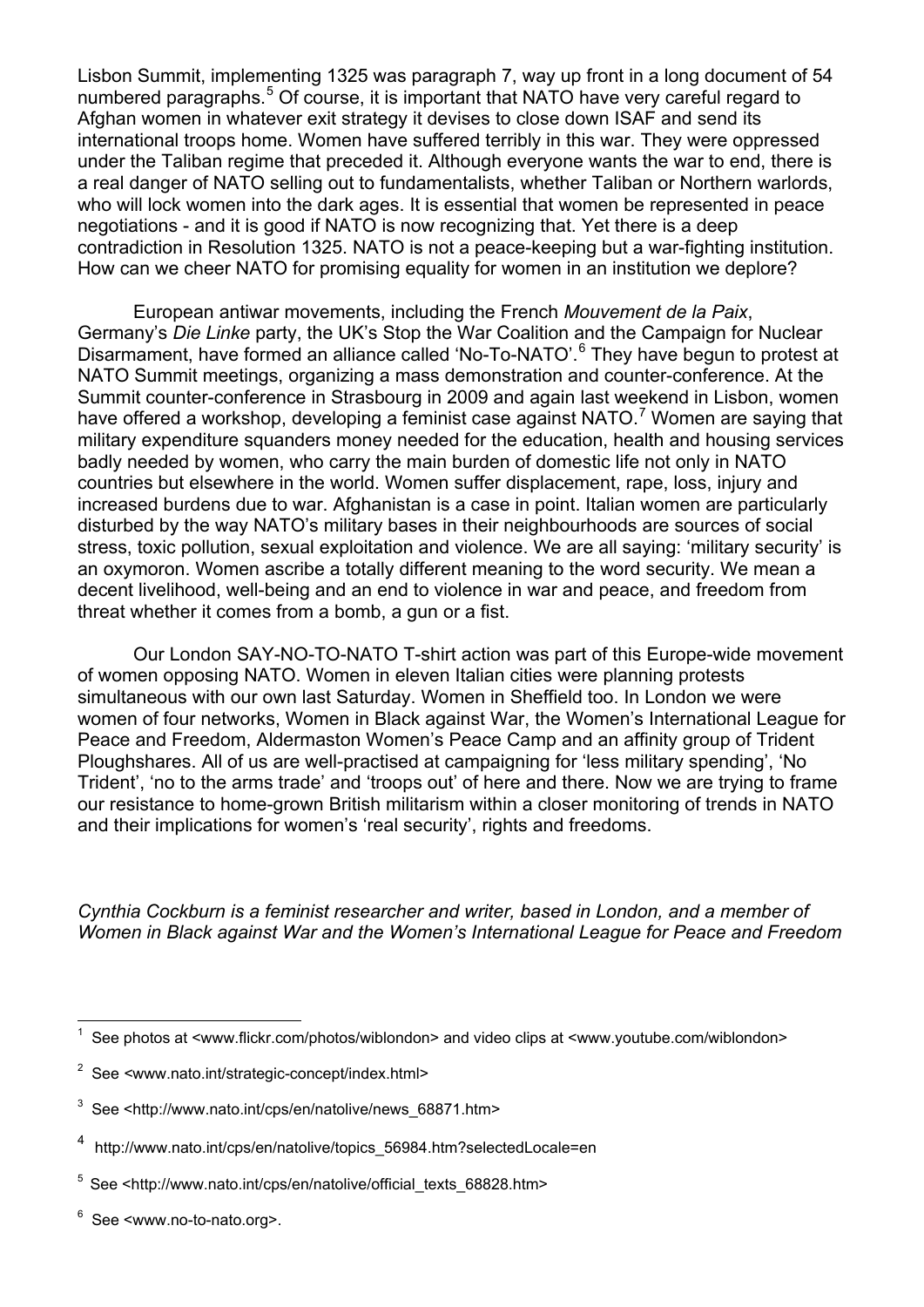Lisbon Summit, implementing 1325 was paragraph 7, way up front in a long document of 54 numbered paragraphs.[5] Of course, it is important that NATO have very careful regard to Afghan women in whatever exit strategy it devises to close down ISAF and send its international troops home. Women have suffered terribly in this war. They were oppressed under the Taliban regime that preceded it. Although everyone wants the war to end, there is a real danger of NATO selling out to fundamentalists, whether Taliban or Northern warlords, who will lock women into the dark ages. It is essential that women be represented in peace negotiations - and it is good if NATO is now recognizing that. Yet there is a deep contradiction in Resolution 1325. NATO is not a peace-keeping but a war-fighting institution. How can we cheer NATO for promising equality for women in an institution we deplore?

European antiwar movements, including the French *Mouvement de la Paix*, Germany's *Die Linke* party, the UK's Stop the War Coalition and the Campaign for Nuclear Disarmament, have formed an alliance called 'No-To-NATO'.[6] They have begun to protest at NATO Summit meetings, organizing a mass demonstration and counter-conference. At the Summit counter-conference in Strasbourg in 2009 and again last weekend in Lisbon, women have offered a workshop, developing a feminist case against NATO.[7] Women are saying that military expenditure squanders money needed for the education, health and housing services badly needed by women, who carry the main burden of domestic life not only in NATO countries but elsewhere in the world. Women suffer displacement, rape, loss, injury and increased burdens due to war. Afghanistan is a case in point. Italian women are particularly disturbed by the way NATO's military bases in their neighbourhoods are sources of social stress, toxic pollution, sexual exploitation and violence. We are all saying: 'military security' is an oxymoron. Women ascribe a totally different meaning to the word security. We mean a decent livelihood, well-being and an end to violence in war and peace, and freedom from threat whether it comes from a bomb, a gun or a fist.

Our London SAY-NO-TO-NATO T-shirt action was part of this Europe-wide movement of women opposing NATO. Women in eleven Italian cities were planning protests simultaneous with our own last Saturday. Women in Sheffield too. In London we were women of four networks, Women in Black against War, the Women's International League for Peace and Freedom, Aldermaston Women's Peace Camp and an affinity group of Trident Ploughshares. All of us are well-practised at campaigning for 'less military spending', 'No Trident', 'no to the arms trade' and 'troops out' of here and there. Now we are trying to frame our resistance to home-grown British militarism within a closer monitoring of trends in NATO and their implications for women's 'real security', rights and freedoms.

*Cynthia Cockburn is a feminist researcher and writer, based in London, and a member of Women in Black against War and the Women's International League for Peace and Freedom*

---

[1] See photos at <www.flickr.com/photos/wiblondon> and video clips at <www.youtube.com/wiblondon>

[2] See <www.nato.int/strategic-concept/index.html>

[3] See <http://www.nato.int/cps/en/natolive/news_68871.htm>

[4] http://www.nato.int/cps/en/natolive/topics_56984.htm?selectedLocale=en

[5] See <http://www.nato.int/cps/en/natolive/official_texts_68828.htm>

[6] See <www.no-to-nato.org>.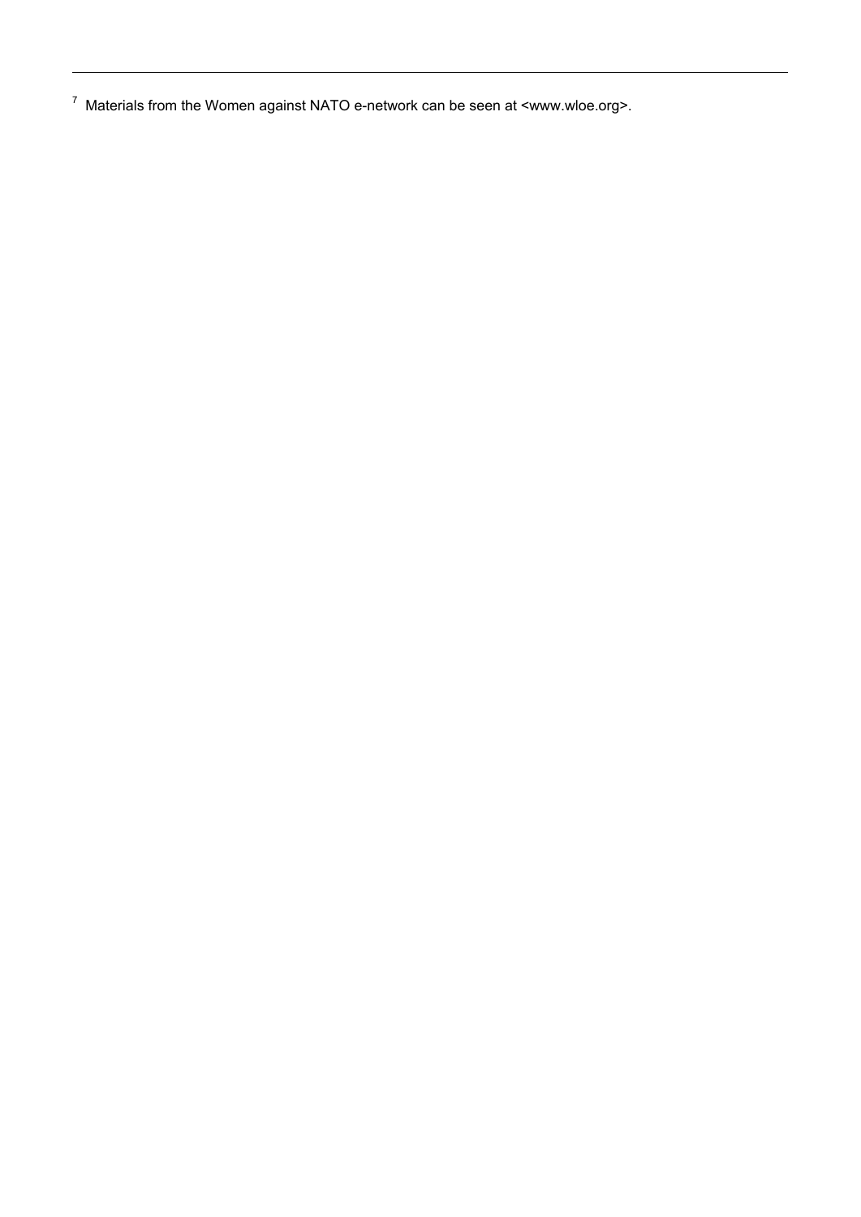[7] Materials from the Women against NATO e-network can be seen at <www.wloe.org>.